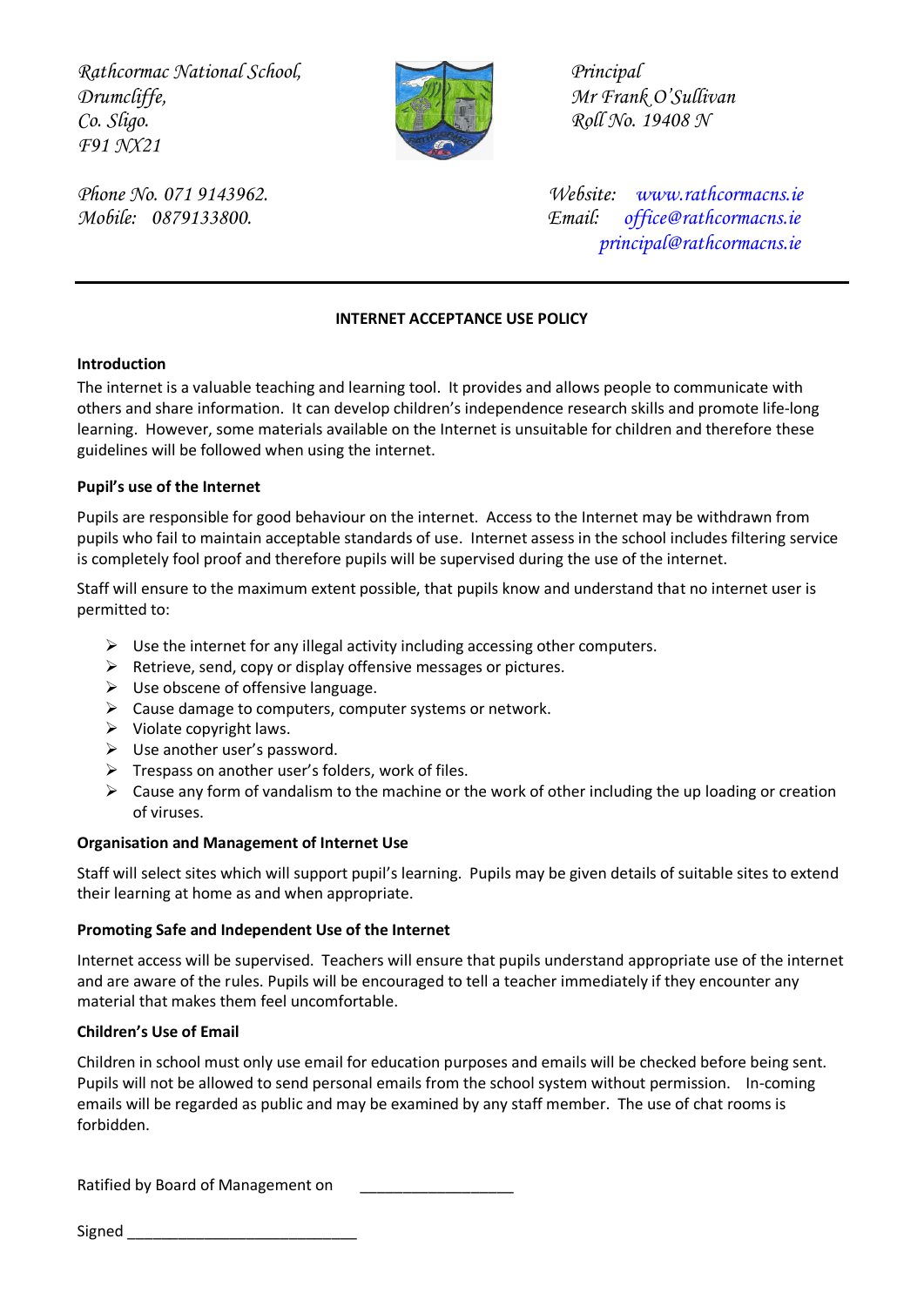*Rathcormac National School,*
*Drumcliffe,*
*Co. Sligo.*
*F91 NX21*

*Principal*
*Mr Frank O'Sullivan*
*Roll No. 19408 N*

*Phone No. 071 9143962.*
*Mobile: 0879133800.*

*Website: www.rathcormacns.ie*
*Email: office@rathcormacns.ie*
*principal@rathcormacns.ie*

---

# INTERNET ACCEPTANCE USE POLICY

**Introduction**

The internet is a valuable teaching and learning tool. It provides and allows people to communicate with others and share information. It can develop children's independence research skills and promote life-long learning. However, some materials available on the Internet is unsuitable for children and therefore these guidelines will be followed when using the internet.

**Pupil's use of the Internet**

Pupils are responsible for good behaviour on the internet. Access to the Internet may be withdrawn from pupils who fail to maintain acceptable standards of use. Internet assess in the school includes filtering service is completely fool proof and therefore pupils will be supervised during the use of the internet.

Staff will ensure to the maximum extent possible, that pupils know and understand that no internet user is permitted to:

- Use the internet for any illegal activity including accessing other computers.
- Retrieve, send, copy or display offensive messages or pictures.
- Use obscene of offensive language.
- Cause damage to computers, computer systems or network.
- Violate copyright laws.
- Use another user's password.
- Trespass on another user's folders, work of files.
- Cause any form of vandalism to the machine or the work of other including the up loading or creation of viruses.

**Organisation and Management of Internet Use**

Staff will select sites which will support pupil's learning. Pupils may be given details of suitable sites to extend their learning at home as and when appropriate.

**Promoting Safe and Independent Use of the Internet**

Internet access will be supervised. Teachers will ensure that pupils understand appropriate use of the internet and are aware of the rules. Pupils will be encouraged to tell a teacher immediately if they encounter any material that makes them feel uncomfortable.

**Children's Use of Email**

Children in school must only use email for education purposes and emails will be checked before being sent. Pupils will not be allowed to send personal emails from the school system without permission. In-coming emails will be regarded as public and may be examined by any staff member. The use of chat rooms is forbidden.

Ratified by Board of Management on ___________________

Signed ____________________________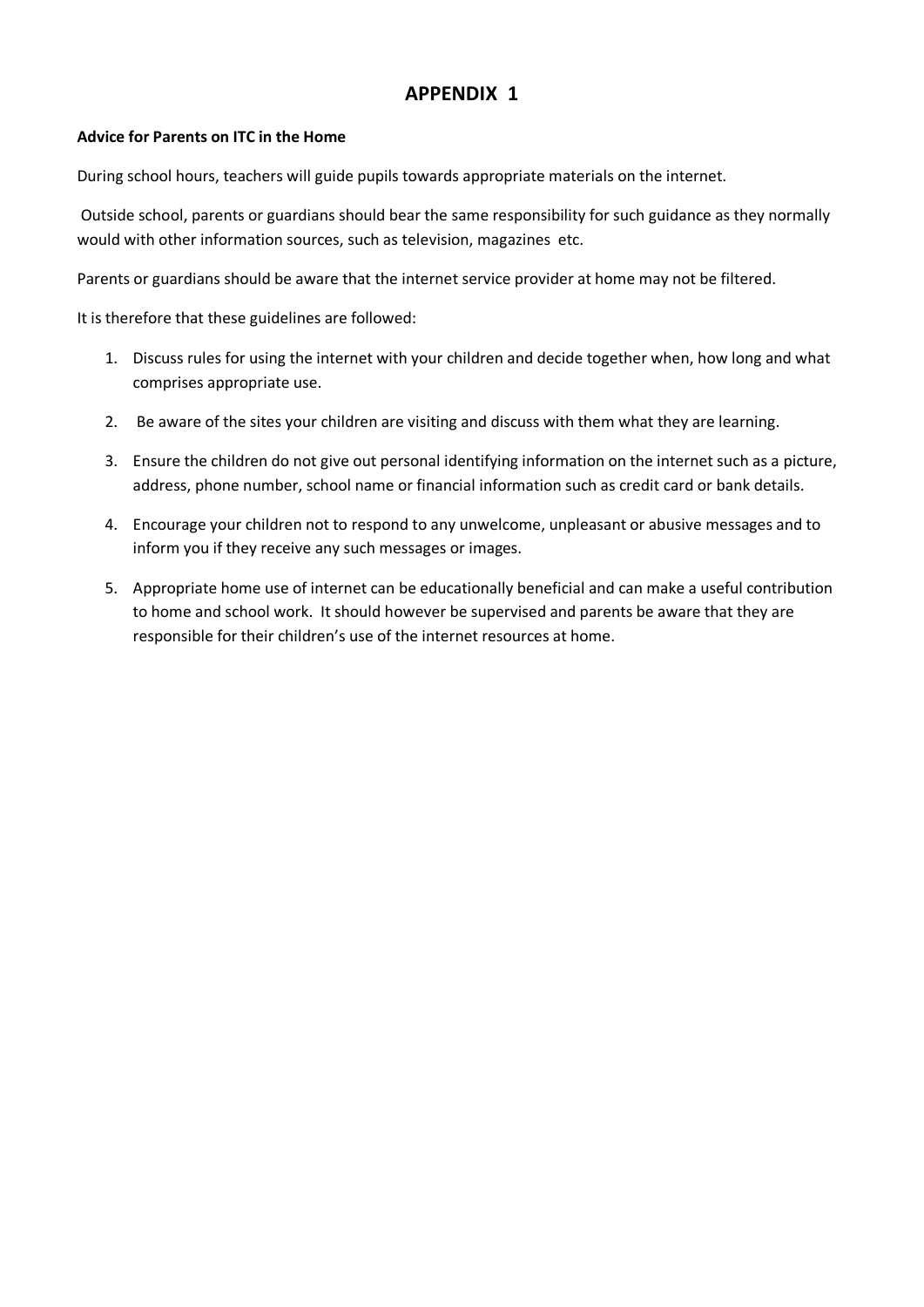# APPENDIX 1

**Advice for Parents on ITC in the Home**

During school hours, teachers will guide pupils towards appropriate materials on the internet.

Outside school, parents or guardians should bear the same responsibility for such guidance as they normally would with other information sources, such as television, magazines etc.

Parents or guardians should be aware that the internet service provider at home may not be filtered.

It is therefore that these guidelines are followed:

1. Discuss rules for using the internet with your children and decide together when, how long and what comprises appropriate use.
2. Be aware of the sites your children are visiting and discuss with them what they are learning.
3. Ensure the children do not give out personal identifying information on the internet such as a picture, address, phone number, school name or financial information such as credit card or bank details.
4. Encourage your children not to respond to any unwelcome, unpleasant or abusive messages and to inform you if they receive any such messages or images.
5. Appropriate home use of internet can be educationally beneficial and can make a useful contribution to home and school work. It should however be supervised and parents be aware that they are responsible for their children's use of the internet resources at home.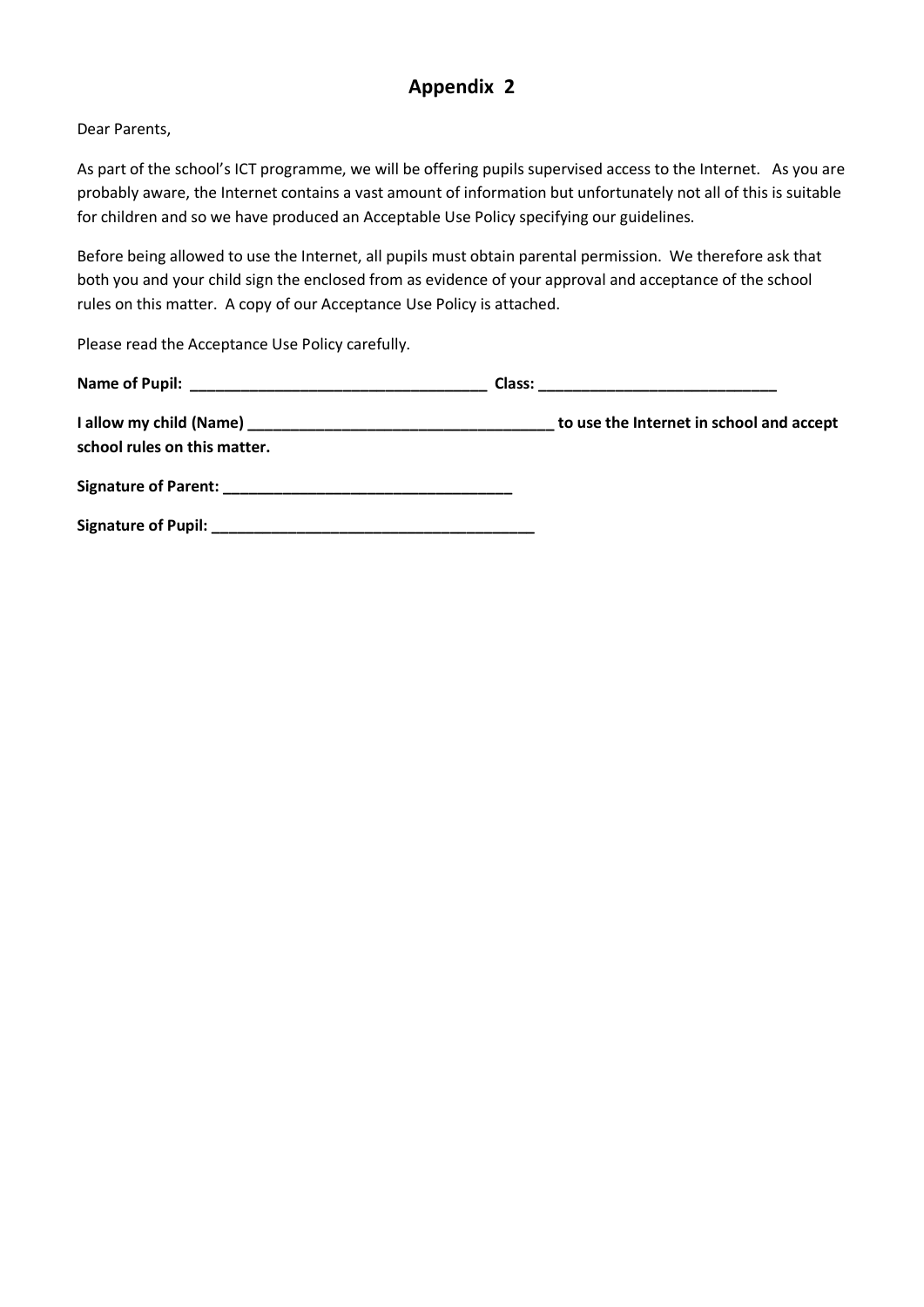# Appendix 2

Dear Parents,

As part of the school's ICT programme, we will be offering pupils supervised access to the Internet. As you are probably aware, the Internet contains a vast amount of information but unfortunately not all of this is suitable for children and so we have produced an Acceptable Use Policy specifying our guidelines.

Before being allowed to use the Internet, all pupils must obtain parental permission. We therefore ask that both you and your child sign the enclosed from as evidence of your approval and acceptance of the school rules on this matter. A copy of our Acceptance Use Policy is attached.

Please read the Acceptance Use Policy carefully.

**Name of Pupil: ___________________________________ Class: ____________________________**

**I allow my child (Name) ____________________________________ to use the Internet in school and accept school rules on this matter.**

**Signature of Parent: __________________________________**

**Signature of Pupil: ______________________________________**